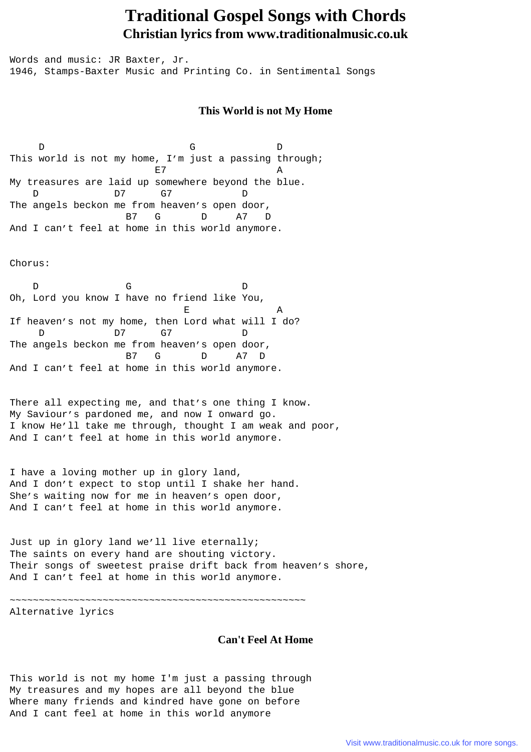# Traditional Gospel Songs with Chords

## Christian lyrics from www.traditionalmusic.co.uk

```
Words and music: JR Baxter, Jr.
1946, Stamps-Baxter Music and Printing Co. in Sentimental Songs
```

### This World is not My Home

```
     D                         G              D
This world is not my home, I'm just a passing through;
                         E7                   A
My treasures are laid up somewhere beyond the blue.
    D             D7      G7            D
The angels beckon me from heaven's open door,
                    B7   G       D     A7   D
And I can't feel at home in this world anymore.


Chorus:

    D               G                   D
Oh, Lord you know I have no friend like You,
                              E               A
If heaven's not my home, then Lord what will I do?
     D            D7      G7            D
The angels beckon me from heaven's open door,
                    B7   G       D     A7  D
And I can't feel at home in this world anymore.


There all expecting me, and that's one thing I know.
My Saviour's pardoned me, and now I onward go.
I know He'll take me through, thought I am weak and poor,
And I can't feel at home in this world anymore.


I have a loving mother up in glory land,
And I don't expect to stop until I shake her hand.
She's waiting now for me in heaven's open door,
And I can't feel at home in this world anymore.


Just up in glory land we'll live eternally;
The saints on every hand are shouting victory.
Their songs of sweetest praise drift back from heaven's shore,
And I can't feel at home in this world anymore.

~~~~~~~~~~~~~~~~~~~~~~~~~~~~~~~~~~~~~~~~~~~~~~~~~~~
Alternative lyrics
```

### Can't Feel At Home

```
This world is not my home I'm just a passing through
My treasures and my hopes are all beyond the blue
Where many friends and kindred have gone on before
And I cant feel at home in this world anymore
```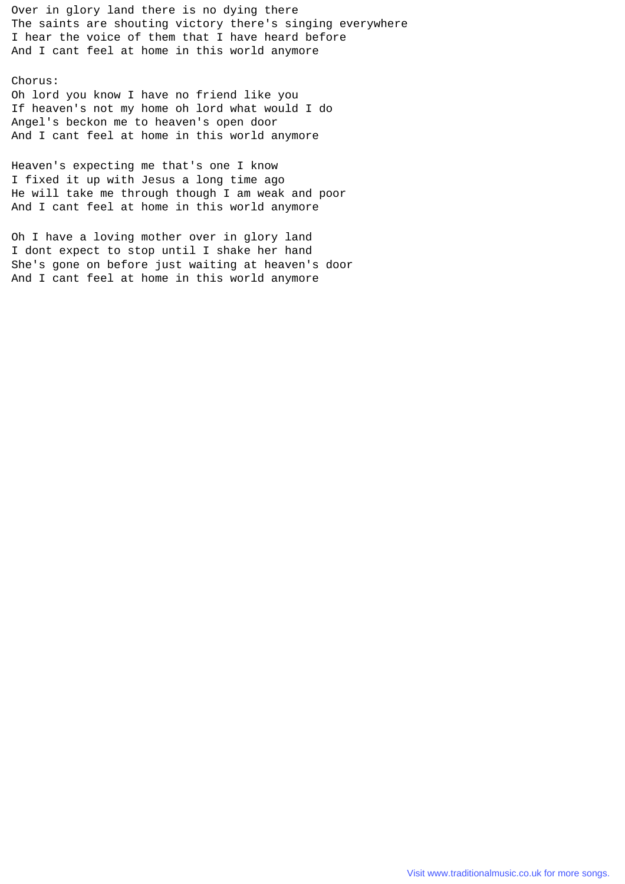Over in glory land there is no dying there
The saints are shouting victory there's singing everywhere
I hear the voice of them that I have heard before
And I cant feel at home in this world anymore

Chorus:
Oh lord you know I have no friend like you
If heaven's not my home oh lord what would I do
Angel's beckon me to heaven's open door
And I cant feel at home in this world anymore

Heaven's expecting me that's one I know
I fixed it up with Jesus a long time ago
He will take me through though I am weak and poor
And I cant feel at home in this world anymore

Oh I have a loving mother over in glory land
I dont expect to stop until I shake her hand
She's gone on before just waiting at heaven's door
And I cant feel at home in this world anymore